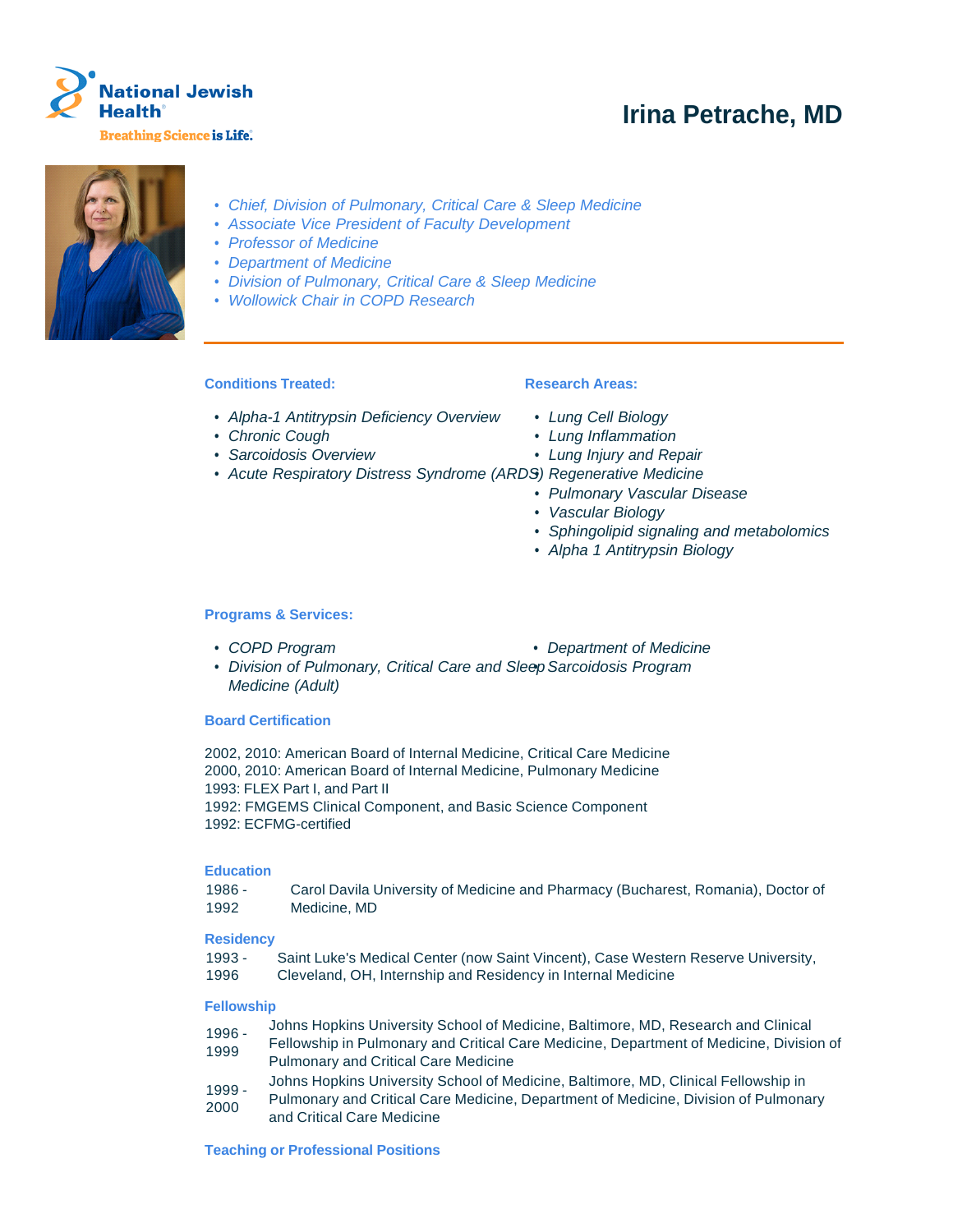# Irina Petrache, MD

- *Chief, Division of Pulmonary, Critical Care & Sleep Medicine*
- *Associate Vice President of Faculty Development*
- *Professor of Medicine*
- *Department of Medicine*
- *Division of Pulmonary, Critical Care & Sleep Medicine*
- *Wollowick Chair in COPD Research*

### Conditions Treated:

- *Alpha-1 Antitrypsin Deficiency Overview*
- *Chronic Cough*
- *Sarcoidosis Overview*
- *Acute Respiratory Distress Syndrome (ARDS)*

### Research Areas:

- *Lung Cell Biology*
- *Lung Inflammation*
- *Lung Injury and Repair*
- *Regenerative Medicine*
- *Pulmonary Vascular Disease*
- *Vascular Biology*
- *Sphingolipid signaling and metabolomics*
- *Alpha 1 Antitrypsin Biology*

### Programs & Services:

- *COPD Program*
- *Division of Pulmonary, Critical Care and Sleep Medicine (Adult)*
- *Department of Medicine*
- *Sarcoidosis Program*

### Board Certification

2002, 2010: American Board of Internal Medicine, Critical Care Medicine
2000, 2010: American Board of Internal Medicine, Pulmonary Medicine
1993: FLEX Part I, and Part II
1992: FMGEMS Clinical Component, and Basic Science Component
1992: ECFMG-certified

### Education

1986 - 1992 Carol Davila University of Medicine and Pharmacy (Bucharest, Romania), Doctor of Medicine, MD

### Residency

1993 - 1996 Saint Luke's Medical Center (now Saint Vincent), Case Western Reserve University, Cleveland, OH, Internship and Residency in Internal Medicine

### Fellowship

1996 - 1999 Johns Hopkins University School of Medicine, Baltimore, MD, Research and Clinical Fellowship in Pulmonary and Critical Care Medicine, Department of Medicine, Division of Pulmonary and Critical Care Medicine

1999 - 2000 Johns Hopkins University School of Medicine, Baltimore, MD, Clinical Fellowship in Pulmonary and Critical Care Medicine, Department of Medicine, Division of Pulmonary and Critical Care Medicine

### Teaching or Professional Positions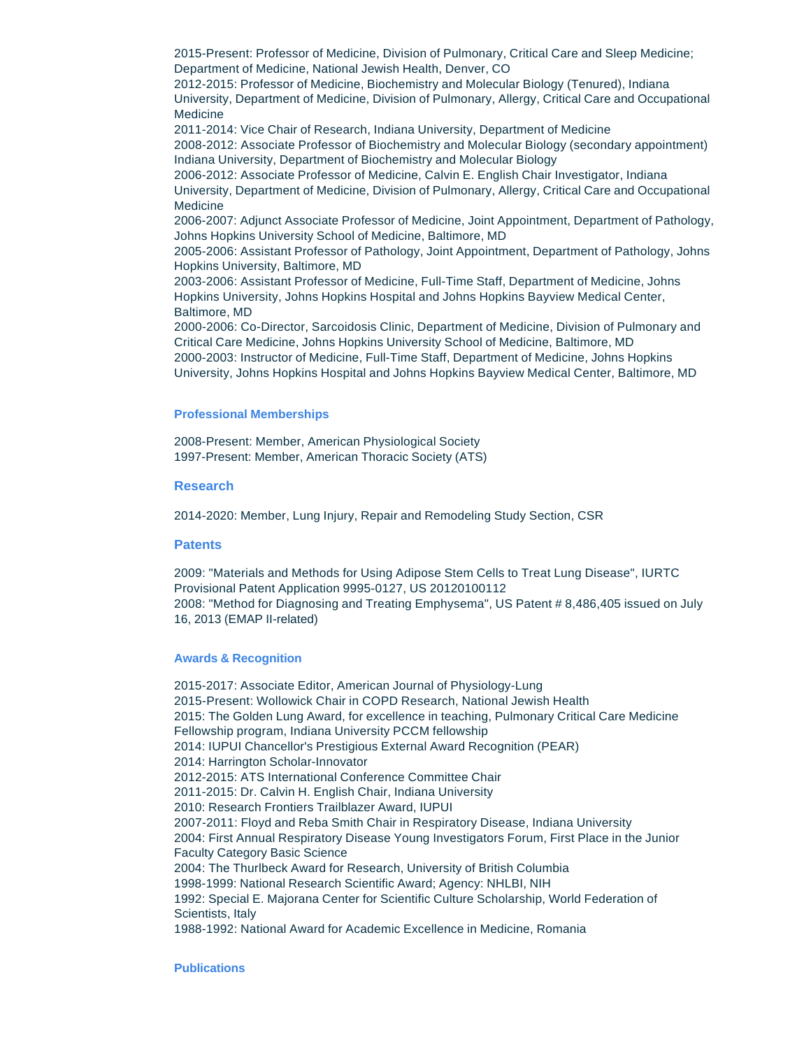2015-Present: Professor of Medicine, Division of Pulmonary, Critical Care and Sleep Medicine; Department of Medicine, National Jewish Health, Denver, CO
2012-2015: Professor of Medicine, Biochemistry and Molecular Biology (Tenured), Indiana University, Department of Medicine, Division of Pulmonary, Allergy, Critical Care and Occupational Medicine
2011-2014: Vice Chair of Research, Indiana University, Department of Medicine
2008-2012: Associate Professor of Biochemistry and Molecular Biology (secondary appointment) Indiana University, Department of Biochemistry and Molecular Biology
2006-2012: Associate Professor of Medicine, Calvin E. English Chair Investigator, Indiana University, Department of Medicine, Division of Pulmonary, Allergy, Critical Care and Occupational Medicine
2006-2007: Adjunct Associate Professor of Medicine, Joint Appointment, Department of Pathology, Johns Hopkins University School of Medicine, Baltimore, MD
2005-2006: Assistant Professor of Pathology, Joint Appointment, Department of Pathology, Johns Hopkins University, Baltimore, MD
2003-2006: Assistant Professor of Medicine, Full-Time Staff, Department of Medicine, Johns Hopkins University, Johns Hopkins Hospital and Johns Hopkins Bayview Medical Center, Baltimore, MD
2000-2006: Co-Director, Sarcoidosis Clinic, Department of Medicine, Division of Pulmonary and Critical Care Medicine, Johns Hopkins University School of Medicine, Baltimore, MD
2000-2003: Instructor of Medicine, Full-Time Staff, Department of Medicine, Johns Hopkins University, Johns Hopkins Hospital and Johns Hopkins Bayview Medical Center, Baltimore, MD

#### Professional Memberships

2008-Present: Member, American Physiological Society
1997-Present: Member, American Thoracic Society (ATS)

### Research

2014-2020: Member, Lung Injury, Repair and Remodeling Study Section, CSR

### Patents

2009: "Materials and Methods for Using Adipose Stem Cells to Treat Lung Disease", IURTC Provisional Patent Application 9995-0127, US 20120100112
2008: "Method for Diagnosing and Treating Emphysema", US Patent # 8,486,405 issued on July 16, 2013 (EMAP II-related)

#### Awards & Recognition

2015-2017: Associate Editor, American Journal of Physiology-Lung
2015-Present: Wollowick Chair in COPD Research, National Jewish Health
2015: The Golden Lung Award, for excellence in teaching, Pulmonary Critical Care Medicine Fellowship program, Indiana University PCCM fellowship
2014: IUPUI Chancellor's Prestigious External Award Recognition (PEAR)
2014: Harrington Scholar-Innovator
2012-2015: ATS International Conference Committee Chair
2011-2015: Dr. Calvin H. English Chair, Indiana University
2010: Research Frontiers Trailblazer Award, IUPUI
2007-2011: Floyd and Reba Smith Chair in Respiratory Disease, Indiana University
2004: First Annual Respiratory Disease Young Investigators Forum, First Place in the Junior Faculty Category Basic Science
2004: The Thurlbeck Award for Research, University of British Columbia
1998-1999: National Research Scientific Award; Agency: NHLBI, NIH
1992: Special E. Majorana Center for Scientific Culture Scholarship, World Federation of Scientists, Italy
1988-1992: National Award for Academic Excellence in Medicine, Romania

#### Publications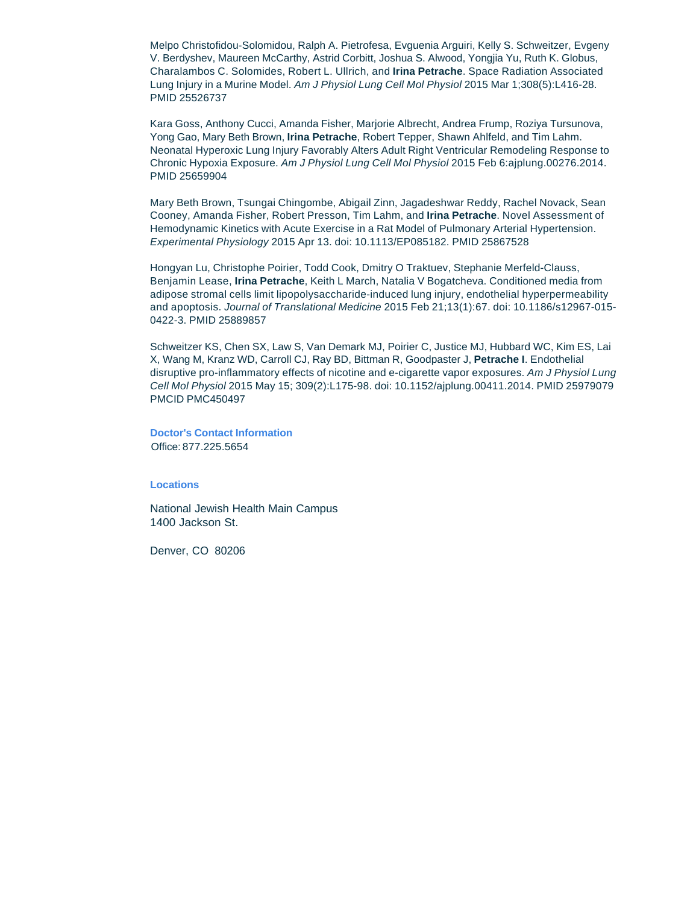Melpo Christofidou-Solomidou, Ralph A. Pietrofesa, Evguenia Arguiri, Kelly S. Schweitzer, Evgeny V. Berdyshev, Maureen McCarthy, Astrid Corbitt, Joshua S. Alwood, Yongjia Yu, Ruth K. Globus, Charalambos C. Solomides, Robert L. Ullrich, and **Irina Petrache**. Space Radiation Associated Lung Injury in a Murine Model. *Am J Physiol Lung Cell Mol Physiol* 2015 Mar 1;308(5):L416-28. PMID 25526737

Kara Goss, Anthony Cucci, Amanda Fisher, Marjorie Albrecht, Andrea Frump, Roziya Tursunova, Yong Gao, Mary Beth Brown, **Irina Petrache**, Robert Tepper, Shawn Ahlfeld, and Tim Lahm. Neonatal Hyperoxic Lung Injury Favorably Alters Adult Right Ventricular Remodeling Response to Chronic Hypoxia Exposure. *Am J Physiol Lung Cell Mol Physiol* 2015 Feb 6:ajplung.00276.2014. PMID 25659904

Mary Beth Brown, Tsungai Chingombe, Abigail Zinn, Jagadeshwar Reddy, Rachel Novack, Sean Cooney, Amanda Fisher, Robert Presson, Tim Lahm, and **Irina Petrache**. Novel Assessment of Hemodynamic Kinetics with Acute Exercise in a Rat Model of Pulmonary Arterial Hypertension. *Experimental Physiology* 2015 Apr 13. doi: 10.1113/EP085182. PMID 25867528

Hongyan Lu, Christophe Poirier, Todd Cook, Dmitry O Traktuev, Stephanie Merfeld-Clauss, Benjamin Lease, **Irina Petrache**, Keith L March, Natalia V Bogatcheva. Conditioned media from adipose stromal cells limit lipopolysaccharide-induced lung injury, endothelial hyperpermeability and apoptosis. *Journal of Translational Medicine* 2015 Feb 21;13(1):67. doi: 10.1186/s12967-015-0422-3. PMID 25889857

Schweitzer KS, Chen SX, Law S, Van Demark MJ, Poirier C, Justice MJ, Hubbard WC, Kim ES, Lai X, Wang M, Kranz WD, Carroll CJ, Ray BD, Bittman R, Goodpaster J, **Petrache I**. Endothelial disruptive pro-inflammatory effects of nicotine and e-cigarette vapor exposures. *Am J Physiol Lung Cell Mol Physiol* 2015 May 15; 309(2):L175-98. doi: 10.1152/ajplung.00411.2014. PMID 25979079 PMCID PMC450497

**Doctor's Contact Information**

Office: 877.225.5654

**Locations**

National Jewish Health Main Campus
1400 Jackson St.

Denver, CO 80206